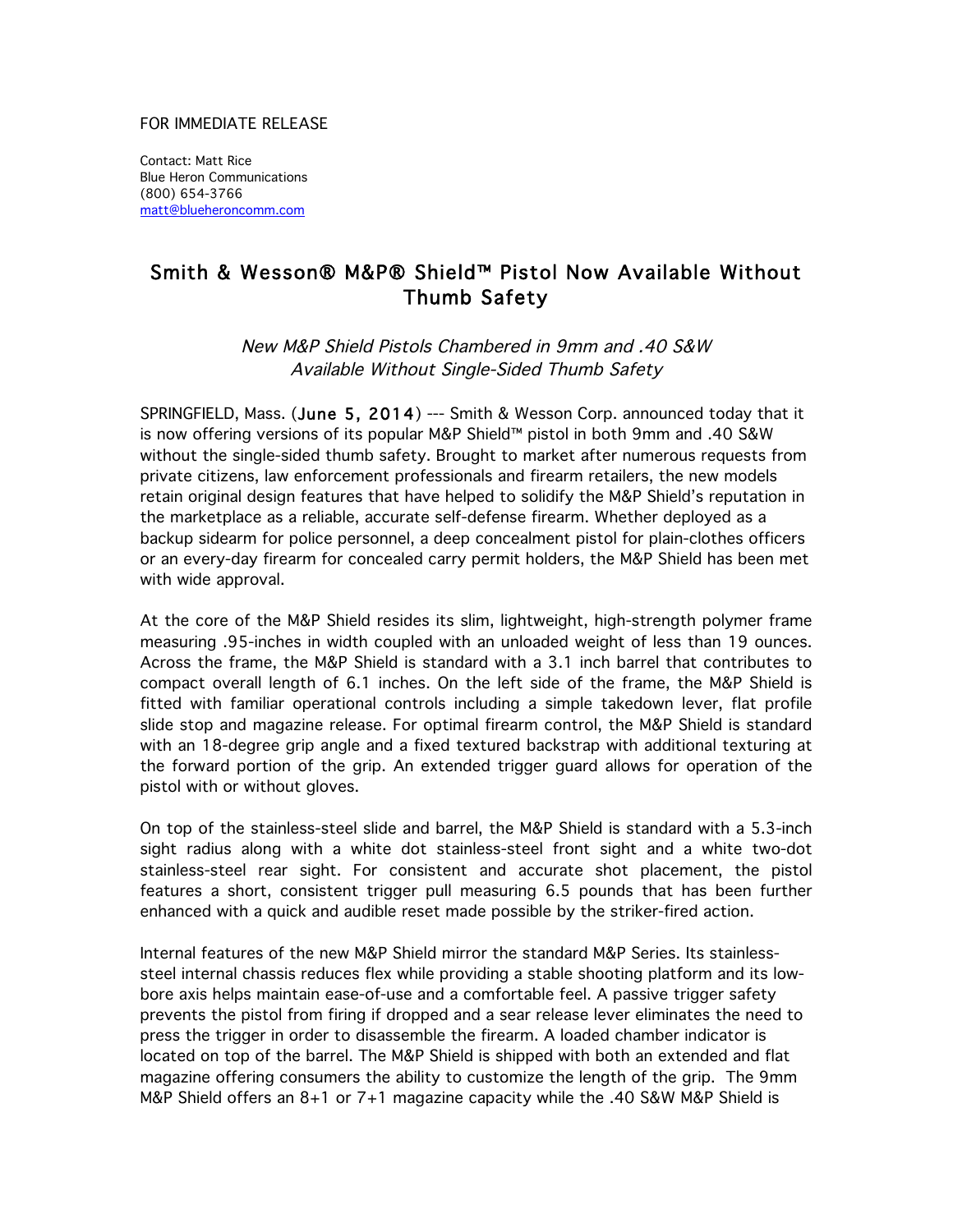FOR IMMEDIATE RELEASE

Contact: Matt Rice
Blue Heron Communications
(800) 654-3766
matt@blueheroncomm.com

# Smith & Wesson® M&P® Shield™ Pistol Now Available Without Thumb Safety

*New M&P Shield Pistols Chambered in 9mm and .40 S&W Available Without Single-Sided Thumb Safety*

SPRINGFIELD, Mass. (June 5, 2014) --- Smith & Wesson Corp. announced today that it is now offering versions of its popular M&P Shield™ pistol in both 9mm and .40 S&W without the single-sided thumb safety. Brought to market after numerous requests from private citizens, law enforcement professionals and firearm retailers, the new models retain original design features that have helped to solidify the M&P Shield's reputation in the marketplace as a reliable, accurate self-defense firearm. Whether deployed as a backup sidearm for police personnel, a deep concealment pistol for plain-clothes officers or an every-day firearm for concealed carry permit holders, the M&P Shield has been met with wide approval.

At the core of the M&P Shield resides its slim, lightweight, high-strength polymer frame measuring .95-inches in width coupled with an unloaded weight of less than 19 ounces. Across the frame, the M&P Shield is standard with a 3.1 inch barrel that contributes to compact overall length of 6.1 inches. On the left side of the frame, the M&P Shield is fitted with familiar operational controls including a simple takedown lever, flat profile slide stop and magazine release. For optimal firearm control, the M&P Shield is standard with an 18-degree grip angle and a fixed textured backstrap with additional texturing at the forward portion of the grip. An extended trigger guard allows for operation of the pistol with or without gloves.

On top of the stainless-steel slide and barrel, the M&P Shield is standard with a 5.3-inch sight radius along with a white dot stainless-steel front sight and a white two-dot stainless-steel rear sight. For consistent and accurate shot placement, the pistol features a short, consistent trigger pull measuring 6.5 pounds that has been further enhanced with a quick and audible reset made possible by the striker-fired action.

Internal features of the new M&P Shield mirror the standard M&P Series. Its stainless-steel internal chassis reduces flex while providing a stable shooting platform and its low-bore axis helps maintain ease-of-use and a comfortable feel. A passive trigger safety prevents the pistol from firing if dropped and a sear release lever eliminates the need to press the trigger in order to disassemble the firearm. A loaded chamber indicator is located on top of the barrel. The M&P Shield is shipped with both an extended and flat magazine offering consumers the ability to customize the length of the grip. The 9mm M&P Shield offers an 8+1 or 7+1 magazine capacity while the .40 S&W M&P Shield is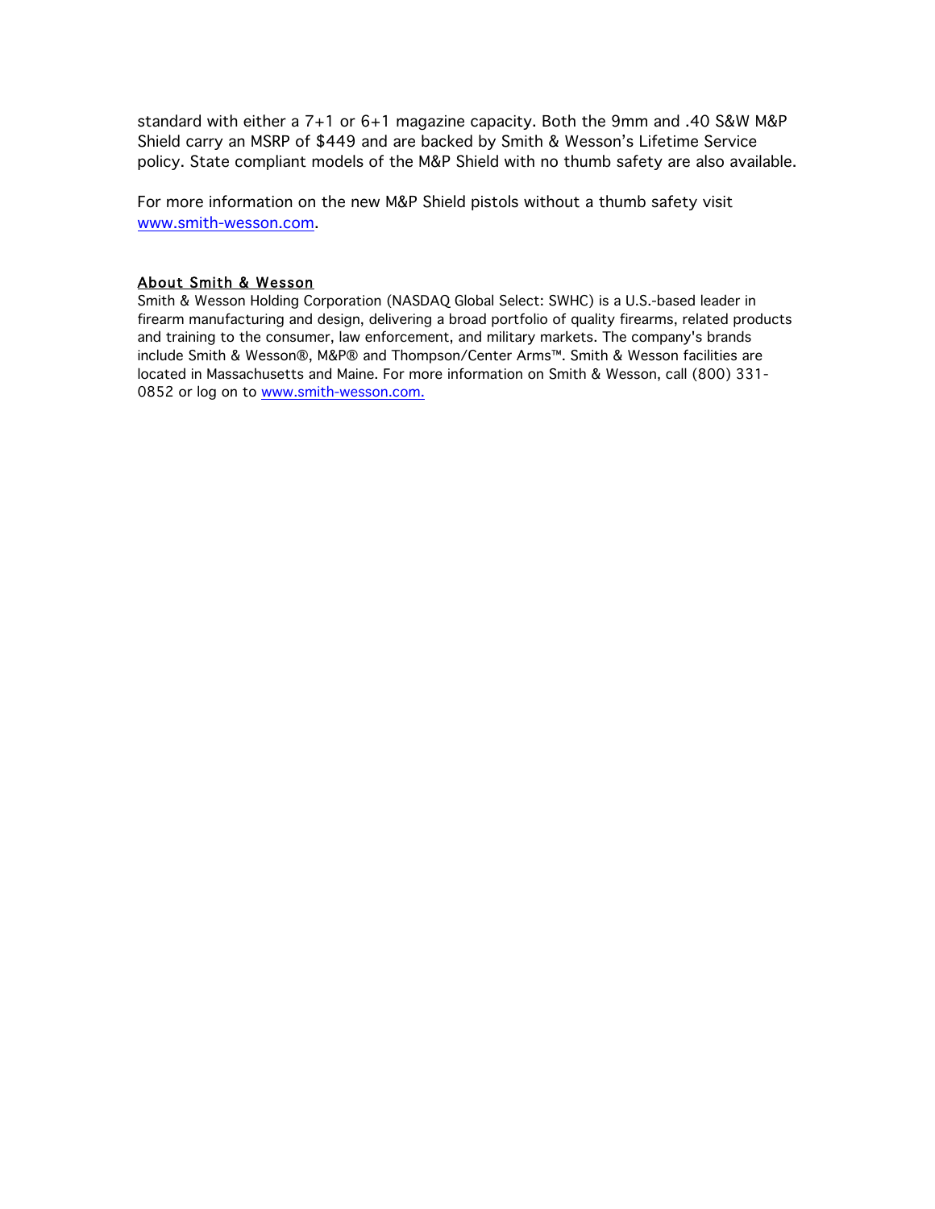standard with either a 7+1 or 6+1 magazine capacity. Both the 9mm and .40 S&W M&P Shield carry an MSRP of $449 and are backed by Smith & Wesson's Lifetime Service policy. State compliant models of the M&P Shield with no thumb safety are also available.

For more information on the new M&P Shield pistols without a thumb safety visit [www.smith-wesson.com](http://www.smith-wesson.com).

## About Smith & Wesson

Smith & Wesson Holding Corporation (NASDAQ Global Select: SWHC) is a U.S.-based leader in firearm manufacturing and design, delivering a broad portfolio of quality firearms, related products and training to the consumer, law enforcement, and military markets. The company's brands include Smith & Wesson®, M&P® and Thompson/Center Arms™. Smith & Wesson facilities are located in Massachusetts and Maine. For more information on Smith & Wesson, call (800) 331-0852 or log on to [www.smith-wesson.com.](http://www.smith-wesson.com)